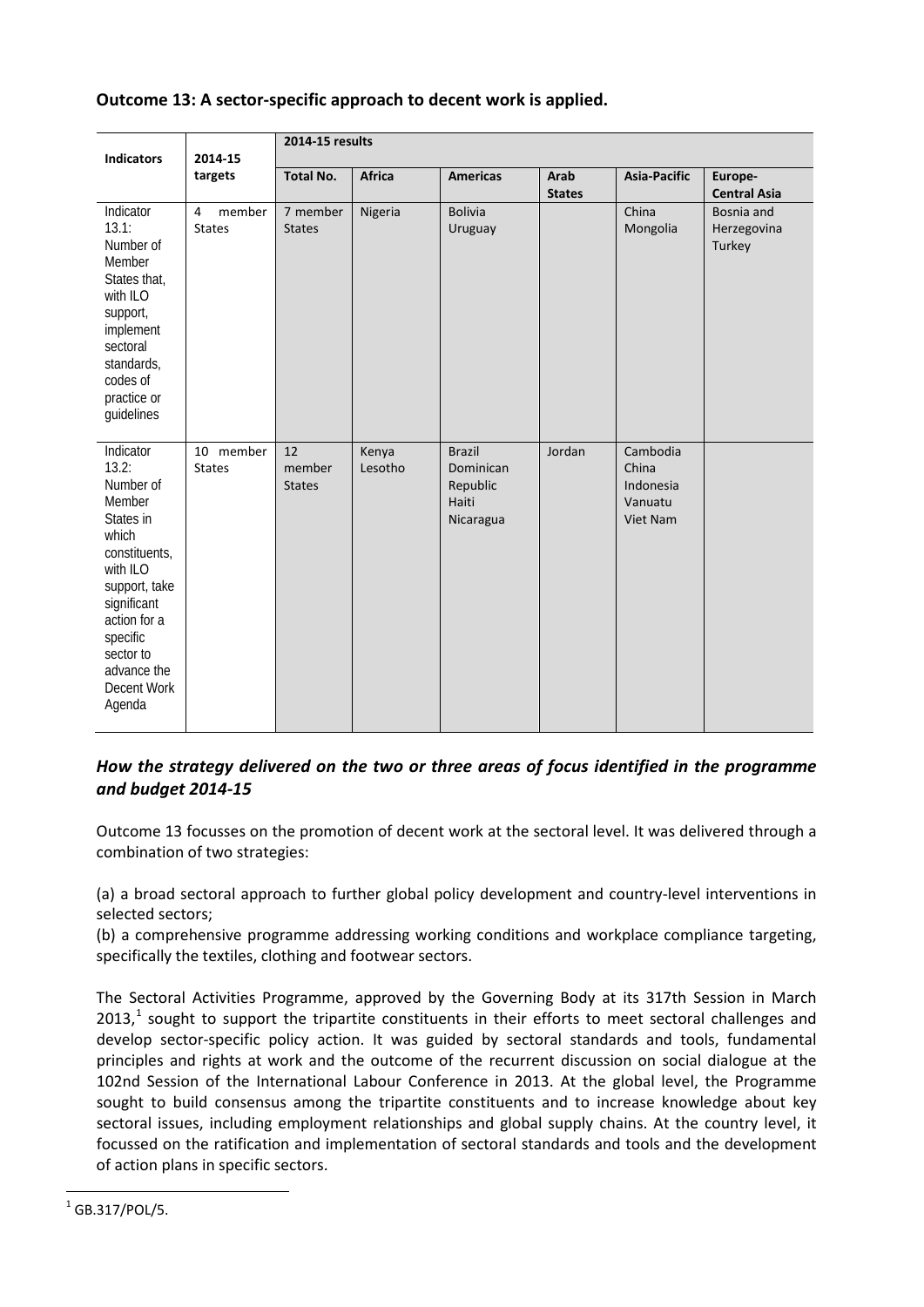**Outcome 13: A sector-specific approach to decent work is applied.**

| Indicators | 2014-15 targets | 2014-15 results | | | | | |
|---|---|---|---|---|---|---|---|
| | | **Total No.** | **Africa** | **Americas** | **Arab States** | **Asia-Pacific** | **Europe-Central Asia** |
| Indicator 13.1: Number of Member States that, with ILO support, implement sectoral standards, codes of practice or guidelines | 4 member States | 7 member States | Nigeria | Bolivia<br>Uruguay | | China<br>Mongolia | Bosnia and Herzegovina<br>Turkey |
| Indicator 13.2: Number of Member States in which constituents, with ILO support, take significant action for a specific sector to advance the Decent Work Agenda | 10 member States | 12 member States | Kenya<br>Lesotho | Brazil<br>Dominican Republic<br>Haiti<br>Nicaragua | Jordan | Cambodia<br>China<br>Indonesia<br>Vanuatu<br>Viet Nam | |

### *How the strategy delivered on the two or three areas of focus identified in the programme and budget 2014-15*

Outcome 13 focusses on the promotion of decent work at the sectoral level. It was delivered through a combination of two strategies:

(a) a broad sectoral approach to further global policy development and country-level interventions in selected sectors;
(b) a comprehensive programme addressing working conditions and workplace compliance targeting, specifically the textiles, clothing and footwear sectors.

The Sectoral Activities Programme, approved by the Governing Body at its 317th Session in March 2013,[1] sought to support the tripartite constituents in their efforts to meet sectoral challenges and develop sector-specific policy action. It was guided by sectoral standards and tools, fundamental principles and rights at work and the outcome of the recurrent discussion on social dialogue at the 102nd Session of the International Labour Conference in 2013. At the global level, the Programme sought to build consensus among the tripartite constituents and to increase knowledge about key sectoral issues, including employment relationships and global supply chains. At the country level, it focussed on the ratification and implementation of sectoral standards and tools and the development of action plans in specific sectors.

[1] GB.317/POL/5.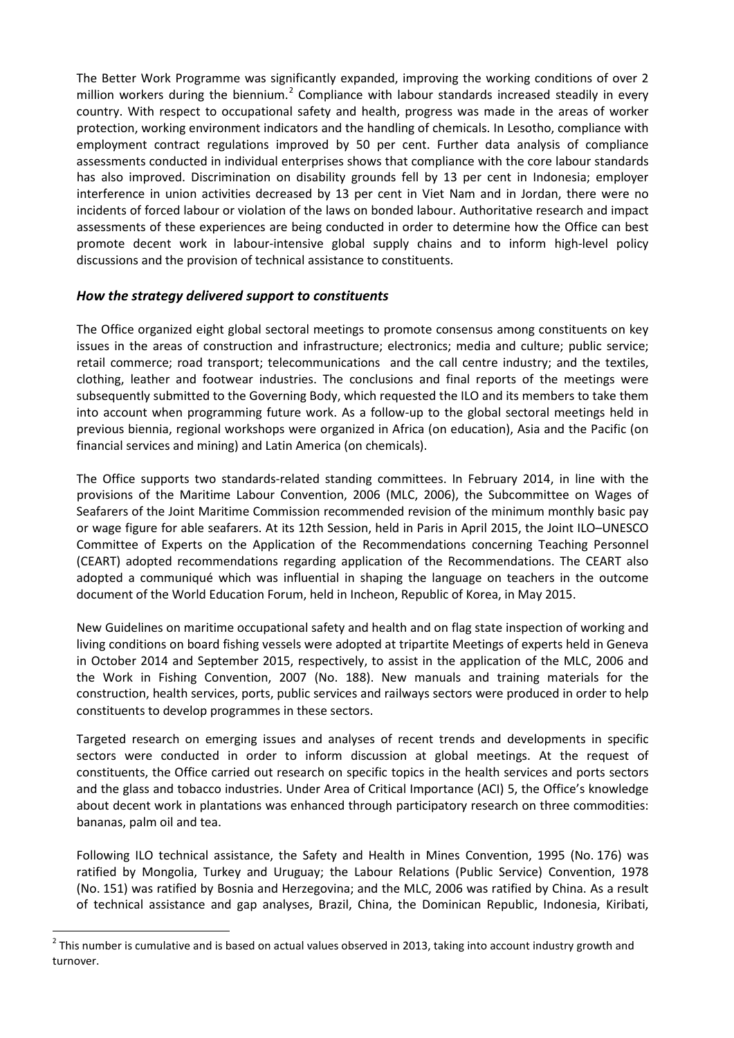The Better Work Programme was significantly expanded, improving the working conditions of over 2 million workers during the biennium.[2] Compliance with labour standards increased steadily in every country. With respect to occupational safety and health, progress was made in the areas of worker protection, working environment indicators and the handling of chemicals. In Lesotho, compliance with employment contract regulations improved by 50 per cent. Further data analysis of compliance assessments conducted in individual enterprises shows that compliance with the core labour standards has also improved. Discrimination on disability grounds fell by 13 per cent in Indonesia; employer interference in union activities decreased by 13 per cent in Viet Nam and in Jordan, there were no incidents of forced labour or violation of the laws on bonded labour. Authoritative research and impact assessments of these experiences are being conducted in order to determine how the Office can best promote decent work in labour-intensive global supply chains and to inform high-level policy discussions and the provision of technical assistance to constituents.

### *How the strategy delivered support to constituents*

The Office organized eight global sectoral meetings to promote consensus among constituents on key issues in the areas of construction and infrastructure; electronics; media and culture; public service; retail commerce; road transport; telecommunications and the call centre industry; and the textiles, clothing, leather and footwear industries. The conclusions and final reports of the meetings were subsequently submitted to the Governing Body, which requested the ILO and its members to take them into account when programming future work. As a follow-up to the global sectoral meetings held in previous biennia, regional workshops were organized in Africa (on education), Asia and the Pacific (on financial services and mining) and Latin America (on chemicals).

The Office supports two standards-related standing committees. In February 2014, in line with the provisions of the Maritime Labour Convention, 2006 (MLC, 2006), the Subcommittee on Wages of Seafarers of the Joint Maritime Commission recommended revision of the minimum monthly basic pay or wage figure for able seafarers. At its 12th Session, held in Paris in April 2015, the Joint ILO–UNESCO Committee of Experts on the Application of the Recommendations concerning Teaching Personnel (CEART) adopted recommendations regarding application of the Recommendations. The CEART also adopted a communiqué which was influential in shaping the language on teachers in the outcome document of the World Education Forum, held in Incheon, Republic of Korea, in May 2015.

New Guidelines on maritime occupational safety and health and on flag state inspection of working and living conditions on board fishing vessels were adopted at tripartite Meetings of experts held in Geneva in October 2014 and September 2015, respectively, to assist in the application of the MLC, 2006 and the Work in Fishing Convention, 2007 (No. 188). New manuals and training materials for the construction, health services, ports, public services and railways sectors were produced in order to help constituents to develop programmes in these sectors.

Targeted research on emerging issues and analyses of recent trends and developments in specific sectors were conducted in order to inform discussion at global meetings. At the request of constituents, the Office carried out research on specific topics in the health services and ports sectors and the glass and tobacco industries. Under Area of Critical Importance (ACI) 5, the Office's knowledge about decent work in plantations was enhanced through participatory research on three commodities: bananas, palm oil and tea.

Following ILO technical assistance, the Safety and Health in Mines Convention, 1995 (No. 176) was ratified by Mongolia, Turkey and Uruguay; the Labour Relations (Public Service) Convention, 1978 (No. 151) was ratified by Bosnia and Herzegovina; and the MLC, 2006 was ratified by China. As a result of technical assistance and gap analyses, Brazil, China, the Dominican Republic, Indonesia, Kiribati,

[2] This number is cumulative and is based on actual values observed in 2013, taking into account industry growth and turnover.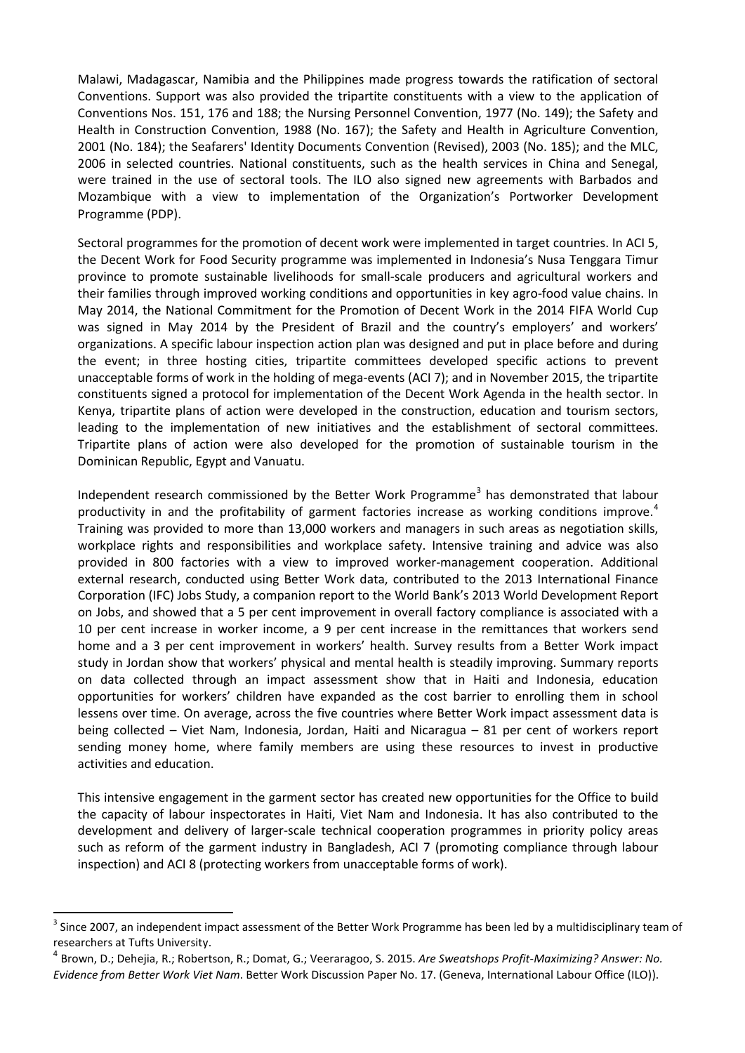Malawi, Madagascar, Namibia and the Philippines made progress towards the ratification of sectoral Conventions. Support was also provided the tripartite constituents with a view to the application of Conventions Nos. 151, 176 and 188; the Nursing Personnel Convention, 1977 (No. 149); the Safety and Health in Construction Convention, 1988 (No. 167); the Safety and Health in Agriculture Convention, 2001 (No. 184); the Seafarers' Identity Documents Convention (Revised), 2003 (No. 185); and the MLC, 2006 in selected countries. National constituents, such as the health services in China and Senegal, were trained in the use of sectoral tools. The ILO also signed new agreements with Barbados and Mozambique with a view to implementation of the Organization's Portworker Development Programme (PDP).

Sectoral programmes for the promotion of decent work were implemented in target countries. In ACI 5, the Decent Work for Food Security programme was implemented in Indonesia's Nusa Tenggara Timur province to promote sustainable livelihoods for small-scale producers and agricultural workers and their families through improved working conditions and opportunities in key agro-food value chains. In May 2014, the National Commitment for the Promotion of Decent Work in the 2014 FIFA World Cup was signed in May 2014 by the President of Brazil and the country's employers' and workers' organizations. A specific labour inspection action plan was designed and put in place before and during the event; in three hosting cities, tripartite committees developed specific actions to prevent unacceptable forms of work in the holding of mega-events (ACI 7); and in November 2015, the tripartite constituents signed a protocol for implementation of the Decent Work Agenda in the health sector. In Kenya, tripartite plans of action were developed in the construction, education and tourism sectors, leading to the implementation of new initiatives and the establishment of sectoral committees. Tripartite plans of action were also developed for the promotion of sustainable tourism in the Dominican Republic, Egypt and Vanuatu.

Independent research commissioned by the Better Work Programme[3] has demonstrated that labour productivity in and the profitability of garment factories increase as working conditions improve.[4] Training was provided to more than 13,000 workers and managers in such areas as negotiation skills, workplace rights and responsibilities and workplace safety. Intensive training and advice was also provided in 800 factories with a view to improved worker-management cooperation. Additional external research, conducted using Better Work data, contributed to the 2013 International Finance Corporation (IFC) Jobs Study, a companion report to the World Bank's 2013 World Development Report on Jobs, and showed that a 5 per cent improvement in overall factory compliance is associated with a 10 per cent increase in worker income, a 9 per cent increase in the remittances that workers send home and a 3 per cent improvement in workers' health. Survey results from a Better Work impact study in Jordan show that workers' physical and mental health is steadily improving. Summary reports on data collected through an impact assessment show that in Haiti and Indonesia, education opportunities for workers' children have expanded as the cost barrier to enrolling them in school lessens over time. On average, across the five countries where Better Work impact assessment data is being collected – Viet Nam, Indonesia, Jordan, Haiti and Nicaragua – 81 per cent of workers report sending money home, where family members are using these resources to invest in productive activities and education.

This intensive engagement in the garment sector has created new opportunities for the Office to build the capacity of labour inspectorates in Haiti, Viet Nam and Indonesia. It has also contributed to the development and delivery of larger-scale technical cooperation programmes in priority policy areas such as reform of the garment industry in Bangladesh, ACI 7 (promoting compliance through labour inspection) and ACI 8 (protecting workers from unacceptable forms of work).

---

[3] Since 2007, an independent impact assessment of the Better Work Programme has been led by a multidisciplinary team of researchers at Tufts University.

[4] Brown, D.; Dehejia, R.; Robertson, R.; Domat, G.; Veeraragoo, S. 2015. *Are Sweatshops Profit-Maximizing? Answer: No. Evidence from Better Work Viet Nam*. Better Work Discussion Paper No. 17. (Geneva, International Labour Office (ILO)).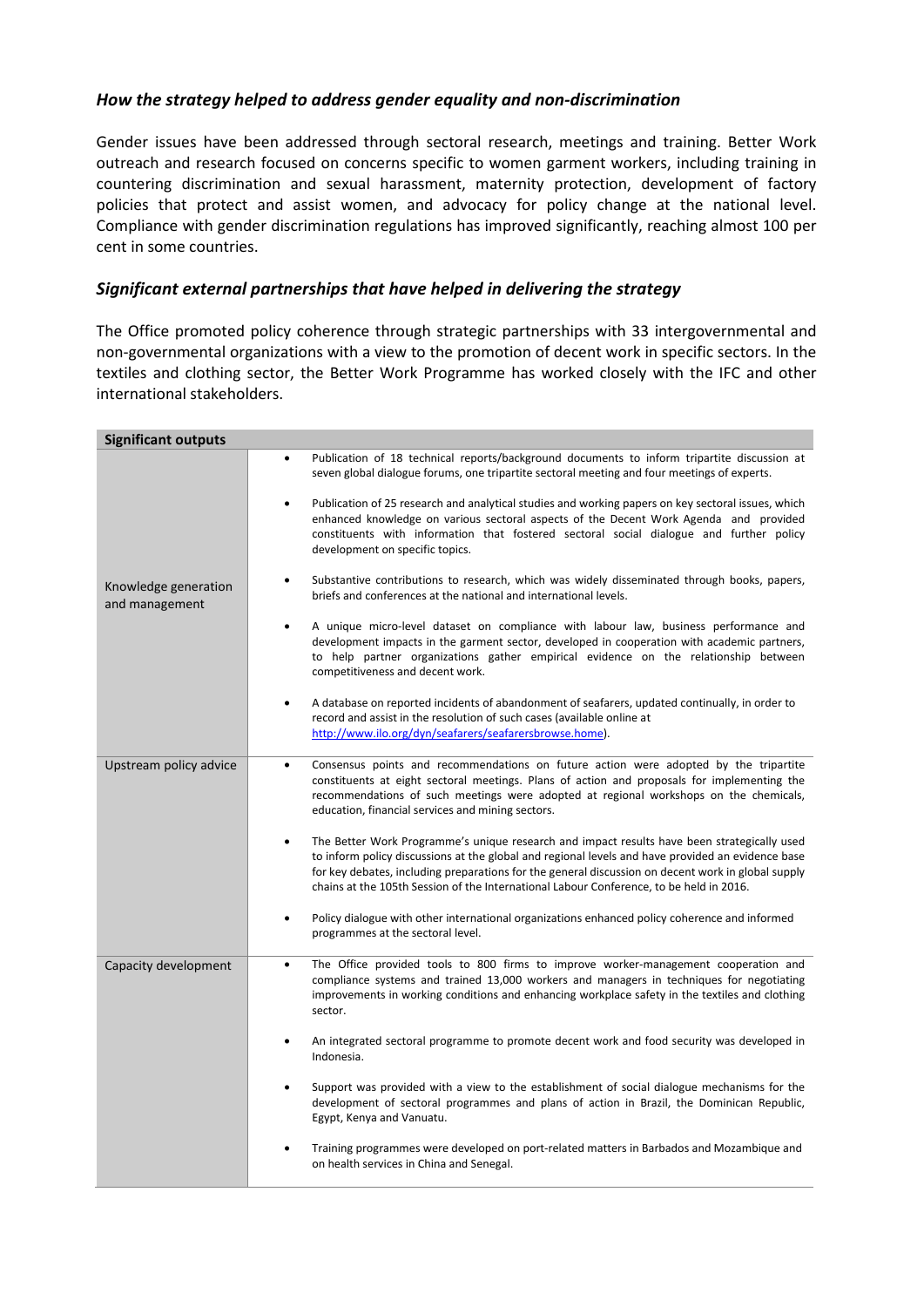### *How the strategy helped to address gender equality and non-discrimination*

Gender issues have been addressed through sectoral research, meetings and training. Better Work outreach and research focused on concerns specific to women garment workers, including training in countering discrimination and sexual harassment, maternity protection, development of factory policies that protect and assist women, and advocacy for policy change at the national level. Compliance with gender discrimination regulations has improved significantly, reaching almost 100 per cent in some countries.

### *Significant external partnerships that have helped in delivering the strategy*

The Office promoted policy coherence through strategic partnerships with 33 intergovernmental and non-governmental organizations with a view to the promotion of decent work in specific sectors. In the textiles and clothing sector, the Better Work Programme has worked closely with the IFC and other international stakeholders.

| **Significant outputs** | |
|---|---|
| Knowledge generation and management | • Publication of 18 technical reports/background documents to inform tripartite discussion at seven global dialogue forums, one tripartite sectoral meeting and four meetings of experts.<br>• Publication of 25 research and analytical studies and working papers on key sectoral issues, which enhanced knowledge on various sectoral aspects of the Decent Work Agenda and provided constituents with information that fostered sectoral social dialogue and further policy development on specific topics.<br>• Substantive contributions to research, which was widely disseminated through books, papers, briefs and conferences at the national and international levels.<br>• A unique micro-level dataset on compliance with labour law, business performance and development impacts in the garment sector, developed in cooperation with academic partners, to help partner organizations gather empirical evidence on the relationship between competitiveness and decent work.<br>• A database on reported incidents of abandonment of seafarers, updated continually, in order to record and assist in the resolution of such cases (available online at http://www.ilo.org/dyn/seafarers/seafarersbrowse.home). |
| Upstream policy advice | • Consensus points and recommendations on future action were adopted by the tripartite constituents at eight sectoral meetings. Plans of action and proposals for implementing the recommendations of such meetings were adopted at regional workshops on the chemicals, education, financial services and mining sectors.<br>• The Better Work Programme's unique research and impact results have been strategically used to inform policy discussions at the global and regional levels and have provided an evidence base for key debates, including preparations for the general discussion on decent work in global supply chains at the 105th Session of the International Labour Conference, to be held in 2016.<br>• Policy dialogue with other international organizations enhanced policy coherence and informed programmes at the sectoral level. |
| Capacity development | • The Office provided tools to 800 firms to improve worker-management cooperation and compliance systems and trained 13,000 workers and managers in techniques for negotiating improvements in working conditions and enhancing workplace safety in the textiles and clothing sector.<br>• An integrated sectoral programme to promote decent work and food security was developed in Indonesia.<br>• Support was provided with a view to the establishment of social dialogue mechanisms for the development of sectoral programmes and plans of action in Brazil, the Dominican Republic, Egypt, Kenya and Vanuatu.<br>• Training programmes were developed on port-related matters in Barbados and Mozambique and on health services in China and Senegal. |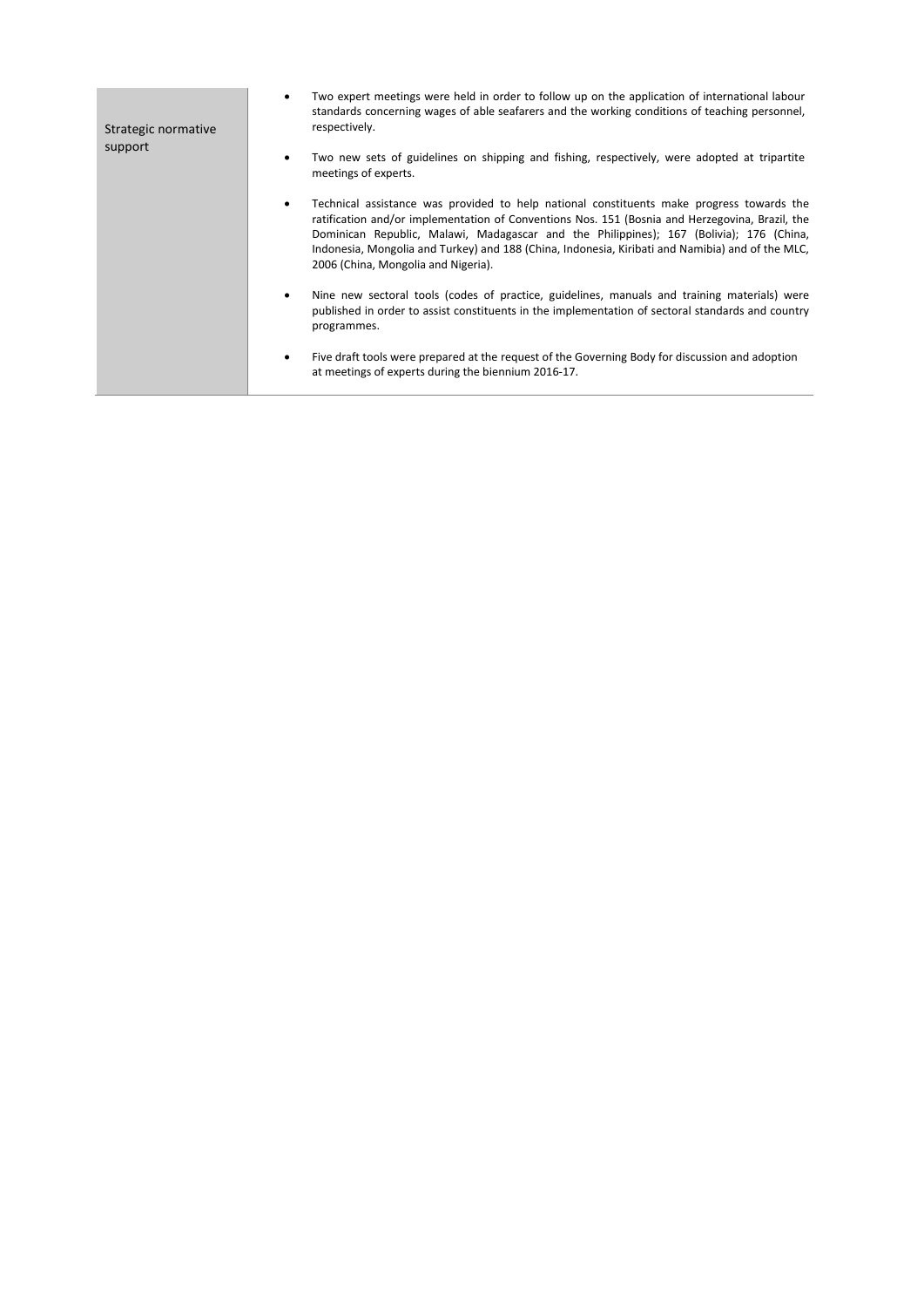| | |
|---|---|
| Strategic normative support | • Two expert meetings were held in order to follow up on the application of international labour standards concerning wages of able seafarers and the working conditions of teaching personnel, respectively.<br><br>• Two new sets of guidelines on shipping and fishing, respectively, were adopted at tripartite meetings of experts.<br><br>• Technical assistance was provided to help national constituents make progress towards the ratification and/or implementation of Conventions Nos. 151 (Bosnia and Herzegovina, Brazil, the Dominican Republic, Malawi, Madagascar and the Philippines); 167 (Bolivia); 176 (China, Indonesia, Mongolia and Turkey) and 188 (China, Indonesia, Kiribati and Namibia) and of the MLC, 2006 (China, Mongolia and Nigeria).<br><br>• Nine new sectoral tools (codes of practice, guidelines, manuals and training materials) were published in order to assist constituents in the implementation of sectoral standards and country programmes.<br><br>• Five draft tools were prepared at the request of the Governing Body for discussion and adoption at meetings of experts during the biennium 2016-17. |